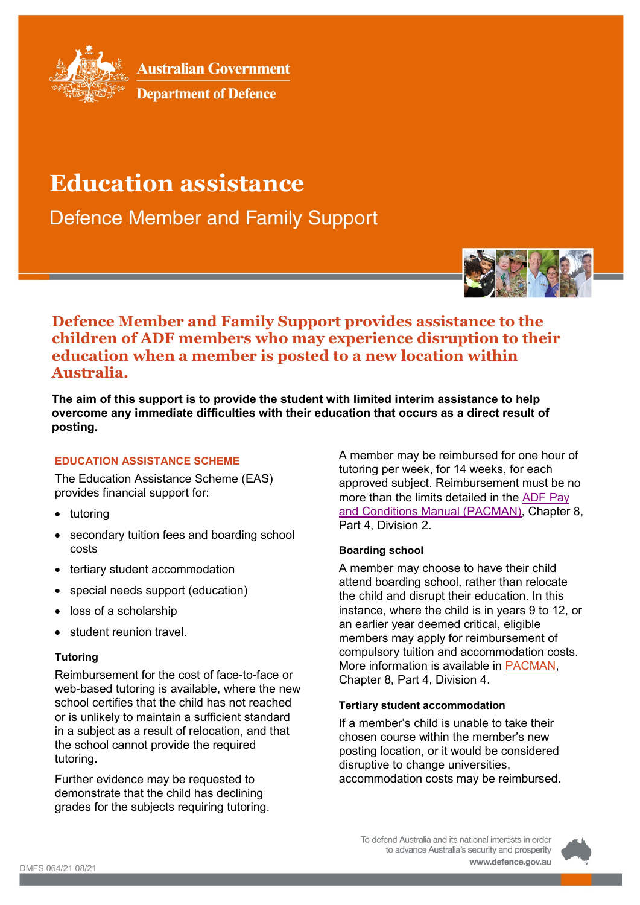Australian Government

Department of Defence

# Education assistance

## Defence Member and Family Support

**Defence Member and Family Support provides assistance to the children of ADF members who may experience disruption to their education when a member is posted to a new location within Australia.**

**The aim of this support is to provide the student with limited interim assistance to help overcome any immediate difficulties with their education that occurs as a direct result of posting.**

### EDUCATION ASSISTANCE SCHEME

The Education Assistance Scheme (EAS) provides financial support for:

- tutoring
- secondary tuition fees and boarding school costs
- tertiary student accommodation
- special needs support (education)
- loss of a scholarship
- student reunion travel.

#### Tutoring

Reimbursement for the cost of face-to-face or web-based tutoring is available, where the new school certifies that the child has not reached or is unlikely to maintain a sufficient standard in a subject as a result of relocation, and that the school cannot provide the required tutoring.

Further evidence may be requested to demonstrate that the child has declining grades for the subjects requiring tutoring.

A member may be reimbursed for one hour of tutoring per week, for 14 weeks, for each approved subject. Reimbursement must be no more than the limits detailed in the ADF Pay and Conditions Manual (PACMAN), Chapter 8, Part 4, Division 2.

#### Boarding school

A member may choose to have their child attend boarding school, rather than relocate the child and disrupt their education. In this instance, where the child is in years 9 to 12, or an earlier year deemed critical, eligible members may apply for reimbursement of compulsory tuition and accommodation costs. More information is available in PACMAN, Chapter 8, Part 4, Division 4.

#### Tertiary student accommodation

If a member's child is unable to take their chosen course within the member's new posting location, or it would be considered disruptive to change universities, accommodation costs may be reimbursed.

DMFS 064/21 08/21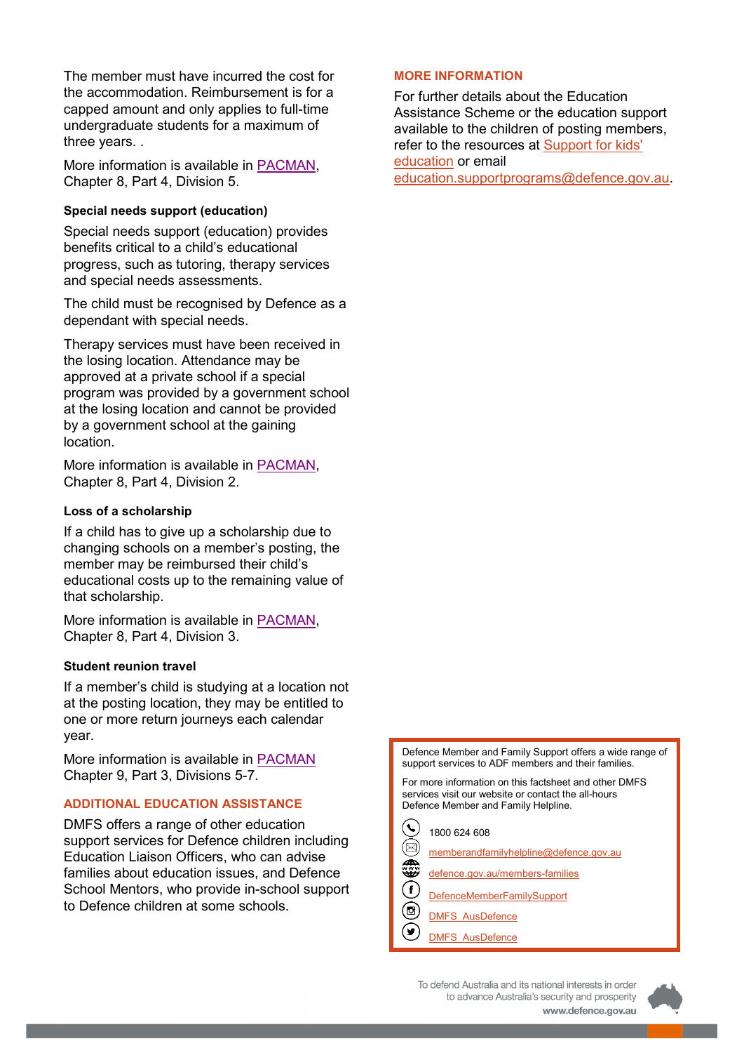The member must have incurred the cost for the accommodation. Reimbursement is for a capped amount and only applies to full-time undergraduate students for a maximum of three years. .

More information is available in PACMAN, Chapter 8, Part 4, Division 5.

### Special needs support (education)

Special needs support (education) provides benefits critical to a child's educational progress, such as tutoring, therapy services and special needs assessments.

The child must be recognised by Defence as a dependant with special needs.

Therapy services must have been received in the losing location. Attendance may be approved at a private school if a special program was provided by a government school at the losing location and cannot be provided by a government school at the gaining location.

More information is available in PACMAN, Chapter 8, Part 4, Division 2.

### Loss of a scholarship

If a child has to give up a scholarship due to changing schools on a member's posting, the member may be reimbursed their child's educational costs up to the remaining value of that scholarship.

More information is available in PACMAN, Chapter 8, Part 4, Division 3.

### Student reunion travel

If a member's child is studying at a location not at the posting location, they may be entitled to one or more return journeys each calendar year.

More information is available in PACMAN Chapter 9, Part 3, Divisions 5-7.

## ADDITIONAL EDUCATION ASSISTANCE

DMFS offers a range of other education support services for Defence children including Education Liaison Officers, who can advise families about education issues, and Defence School Mentors, who provide in-school support to Defence children at some schools.

## MORE INFORMATION

For further details about the Education Assistance Scheme or the education support available to the children of posting members, refer to the resources at Support for kids' education or email education.supportprograms@defence.gov.au.

Defence Member and Family Support offers a wide range of support services to ADF members and their families.

For more information on this factsheet and other DMFS services visit our website or contact the all-hours Defence Member and Family Helpline.

1800 624 608

memberandfamilyhelpline@defence.gov.au

defence.gov.au/members-families

DefenceMemberFamilySupport

DMFS_AusDefence

DMFS_AusDefence

To defend Australia and its national interests in order to advance Australia's security and prosperity

www.defence.gov.au